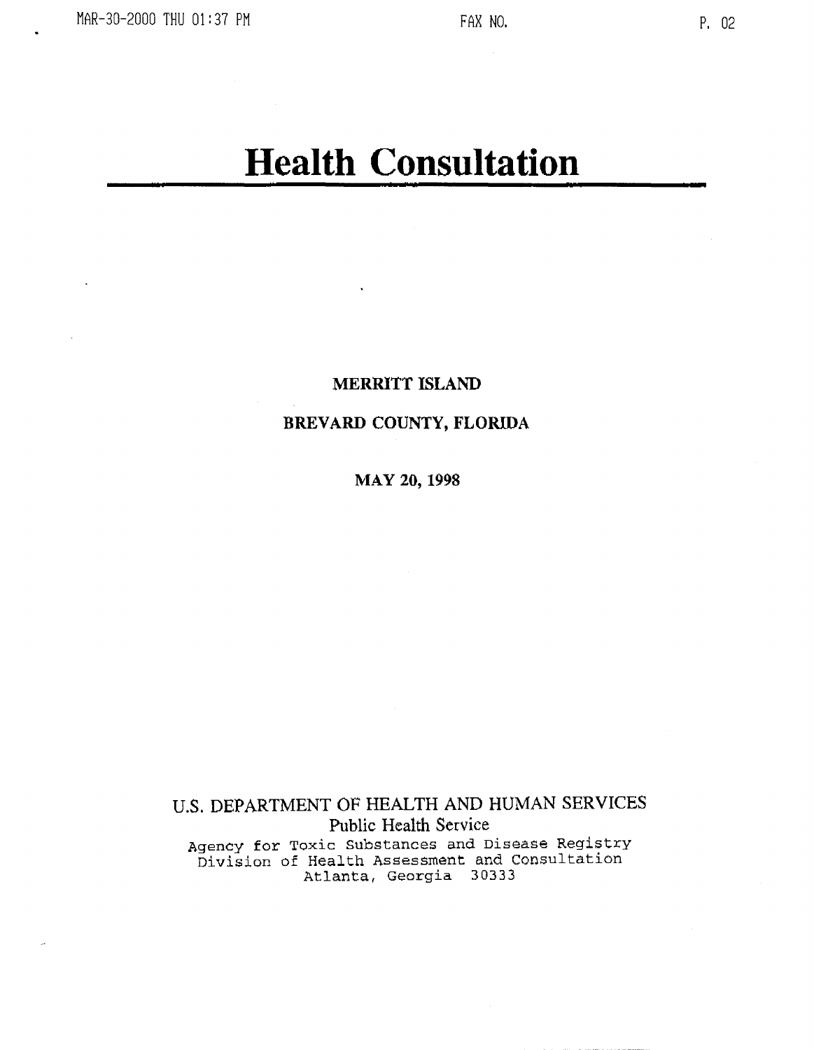# Health Consultation

**MERRITT ISLAND**

**BREVARD COUNTY, FLORIDA**

**MAY 20, 1998**

U.S. DEPARTMENT OF HEALTH AND HUMAN SERVICES
Public Health Service
Agency for Toxic Substances and Disease Registry
Division of Health Assessment and Consultation
Atlanta, Georgia 30333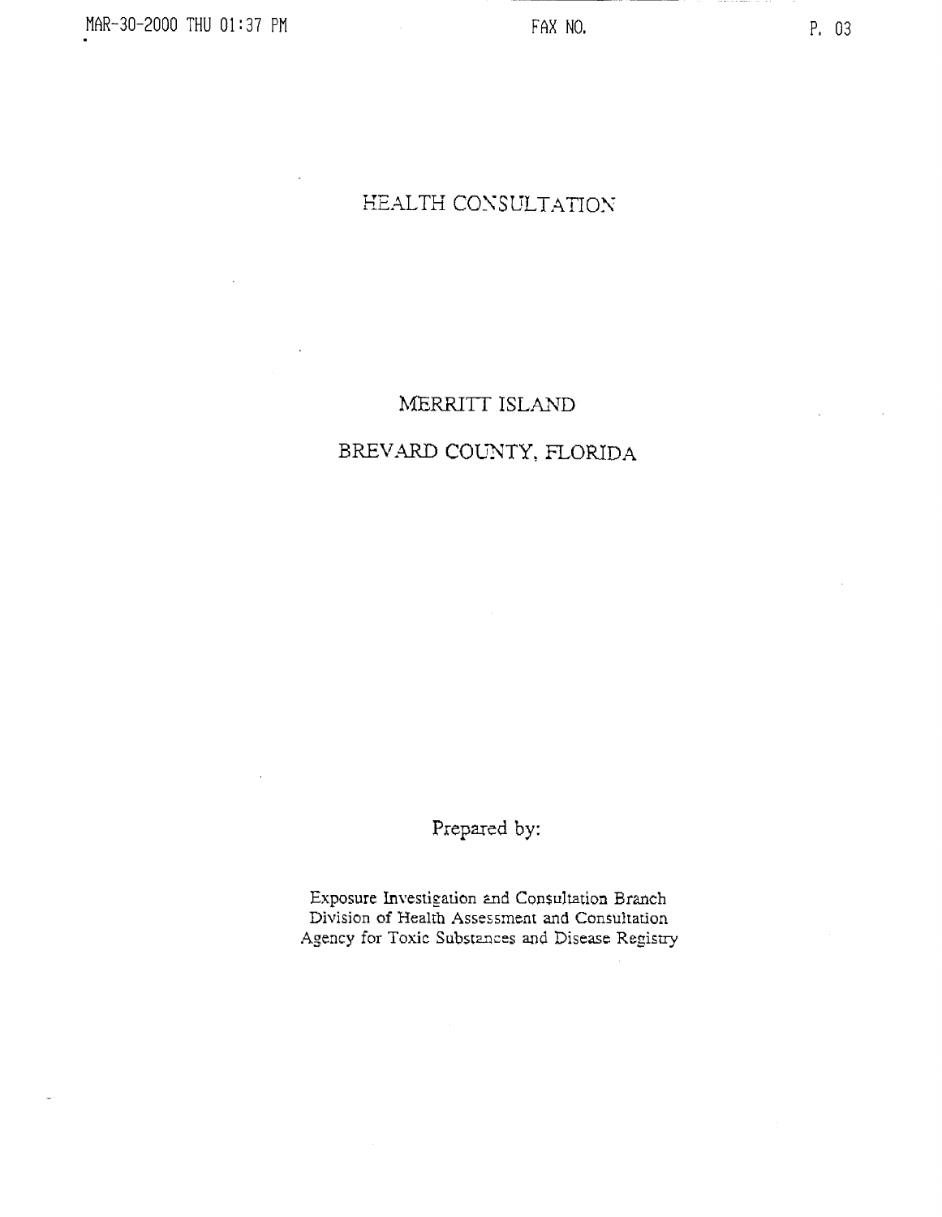# HEALTH CONSULTATION

## MERRITT ISLAND

## BREVARD COUNTY, FLORIDA

Prepared by:

Exposure Investigation and Consultation Branch
Division of Health Assessment and Consultation
Agency for Toxic Substances and Disease Registry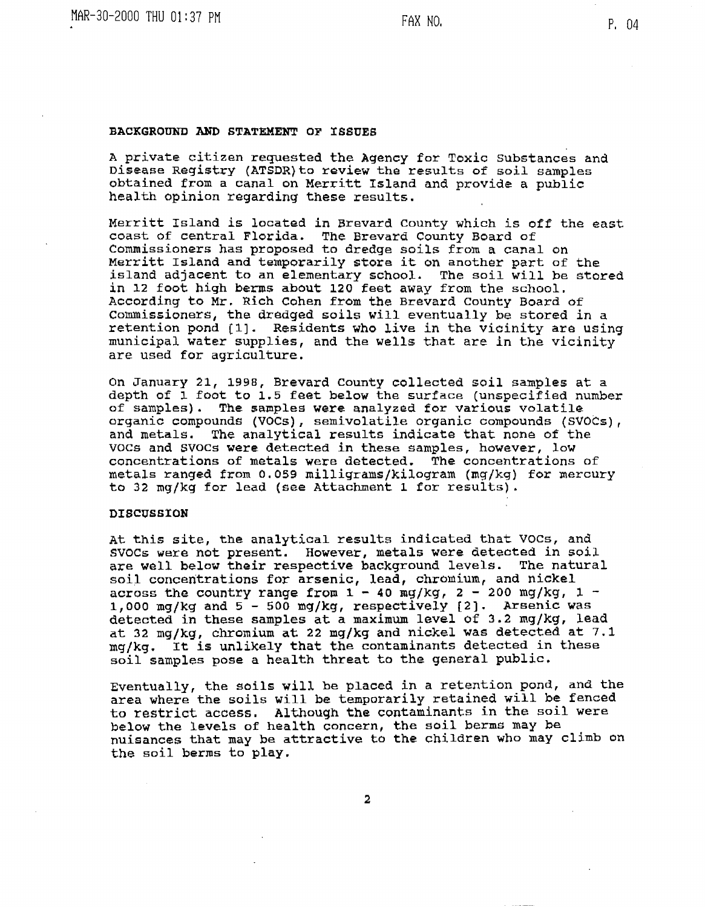## BACKGROUND AND STATEMENT OF ISSUES

A private citizen requested the Agency for Toxic Substances and Disease Registry (ATSDR)to review the results of soil samples obtained from a canal on Merritt Island and provide a public health opinion regarding these results.

Merritt Island is located in Brevard County which is off the east coast of central Florida. The Brevard County Board of Commissioners has proposed to dredge soils from a canal on Merritt Island and temporarily store it on another part of the island adjacent to an elementary school. The soil will be stored in 12 foot high berms about 120 feet away from the school. According to Mr. Rich Cohen from the Brevard County Board of Commissioners, the dredged soils will eventually be stored in a retention pond [1]. Residents who live in the vicinity are using municipal water supplies, and the wells that are in the vicinity are used for agriculture.

On January 21, 1998, Brevard County collected soil samples at a depth of 1 foot to 1.5 feet below the surface (unspecified number of samples). The samples were analyzed for various volatile organic compounds (VOCs), semivolatile organic compounds (SVOCs), and metals. The analytical results indicate that none of the VOCs and SVOCs were detected in these samples, however, low concentrations of metals were detected. The concentrations of metals ranged from 0.059 milligrams/kilogram (mg/kg) for mercury to 32 mg/kg for lead (see Attachment 1 for results).

## DISCUSSION

At this site, the analytical results indicated that VOCs, and SVOCs were not present. However, metals were detected in soil are well below their respective background levels. The natural soil concentrations for arsenic, lead, chromium, and nickel across the country range from 1 - 40 mg/kg, 2 - 200 mg/kg, 1 - 1,000 mg/kg and 5 - 500 mg/kg, respectively [2]. Arsenic was detected in these samples at a maximum level of 3.2 mg/kg, lead at 32 mg/kg, chromium at 22 mg/kg and nickel was detected at 7.1 mg/kg. It is unlikely that the contaminants detected in these soil samples pose a health threat to the general public.

Eventually, the soils will be placed in a retention pond, and the area where the soils will be temporarily retained will be fenced to restrict access. Although the contaminants in the soil were below the levels of health concern, the soil berms may be nuisances that may be attractive to the children who may climb on the soil berms to play.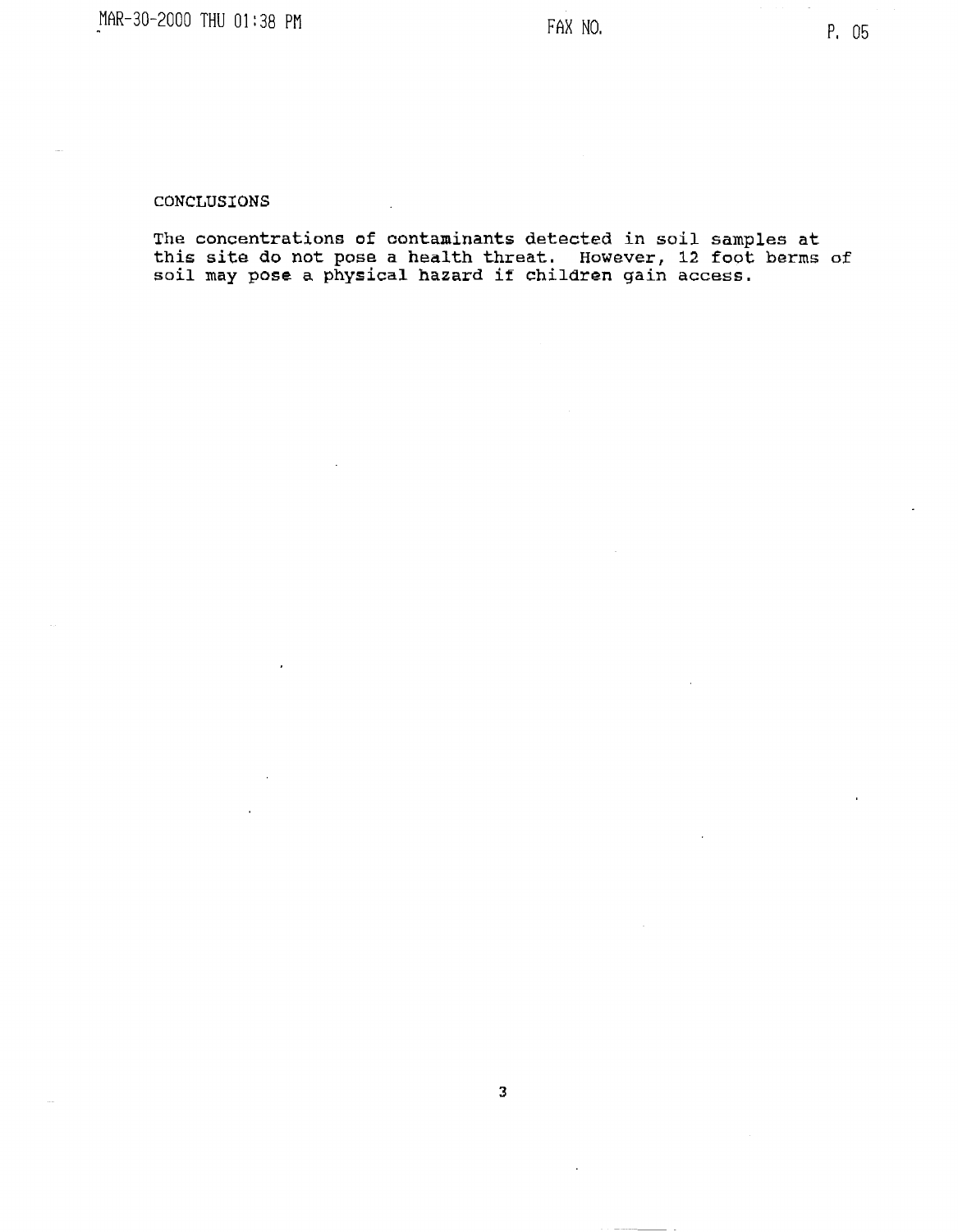## CONCLUSIONS

The concentrations of contaminants detected in soil samples at this site do not pose a health threat. However, 12 foot berms of soil may pose a physical hazard if children gain access.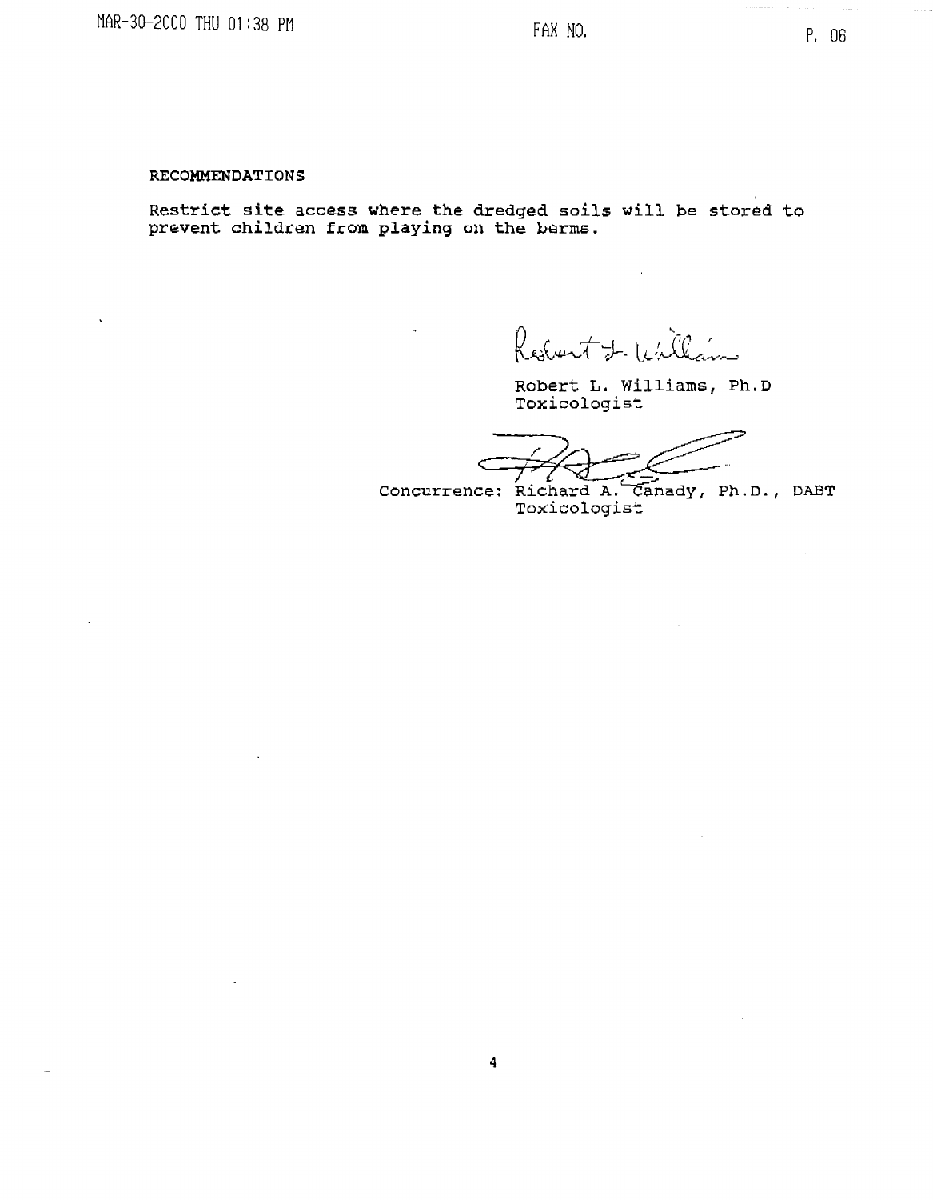RECOMMENDATIONS

Restrict site access where the dredged soils will be stored to prevent children from playing on the berms.

Robert L. Williams, Ph.D
Toxicologist

Concurrence: Richard A. Canady, Ph.D., DABT
Toxicologist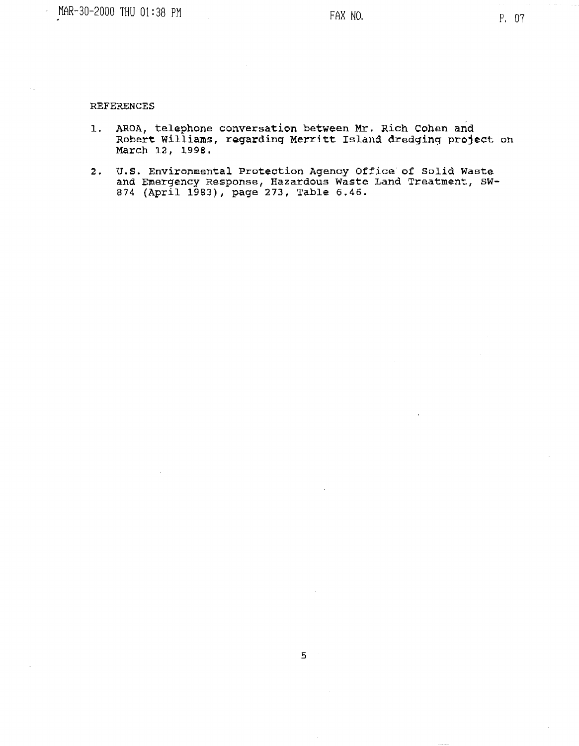REFERENCES

1. AROA, telephone conversation between Mr. Rich Cohen and Robert Williams, regarding Merritt Island dredging project on March 12, 1998.

2. U.S. Environmental Protection Agency Office of Solid Waste and Emergency Response, Hazardous Waste Land Treatment, SW-874 (April 1983), page 273, Table 6.46.